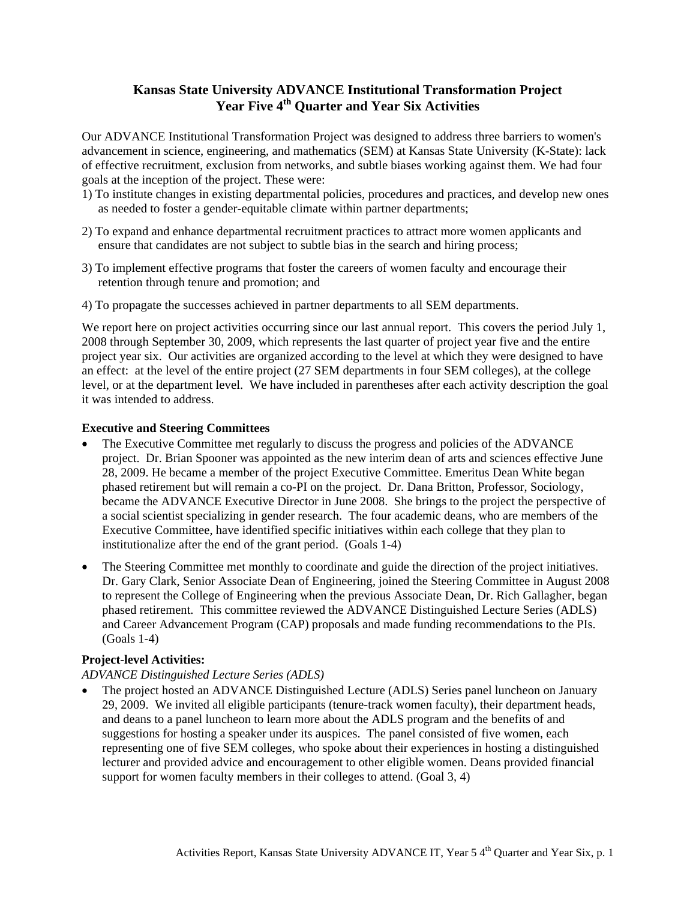# Kansas State University ADVANCE Institutional Transformation Project
## Year Five 4th Quarter and Year Six Activities

Our ADVANCE Institutional Transformation Project was designed to address three barriers to women's advancement in science, engineering, and mathematics (SEM) at Kansas State University (K-State): lack of effective recruitment, exclusion from networks, and subtle biases working against them. We had four goals at the inception of the project. These were:

1) To institute changes in existing departmental policies, procedures and practices, and develop new ones as needed to foster a gender-equitable climate within partner departments;

2) To expand and enhance departmental recruitment practices to attract more women applicants and ensure that candidates are not subject to subtle bias in the search and hiring process;

3) To implement effective programs that foster the careers of women faculty and encourage their retention through tenure and promotion; and

4) To propagate the successes achieved in partner departments to all SEM departments.

We report here on project activities occurring since our last annual report. This covers the period July 1, 2008 through September 30, 2009, which represents the last quarter of project year five and the entire project year six. Our activities are organized according to the level at which they were designed to have an effect: at the level of the entire project (27 SEM departments in four SEM colleges), at the college level, or at the department level. We have included in parentheses after each activity description the goal it was intended to address.

**Executive and Steering Committees**

- The Executive Committee met regularly to discuss the progress and policies of the ADVANCE project. Dr. Brian Spooner was appointed as the new interim dean of arts and sciences effective June 28, 2009. He became a member of the project Executive Committee. Emeritus Dean White began phased retirement but will remain a co-PI on the project. Dr. Dana Britton, Professor, Sociology, became the ADVANCE Executive Director in June 2008. She brings to the project the perspective of a social scientist specializing in gender research. The four academic deans, who are members of the Executive Committee, have identified specific initiatives within each college that they plan to institutionalize after the end of the grant period. (Goals 1-4)

- The Steering Committee met monthly to coordinate and guide the direction of the project initiatives. Dr. Gary Clark, Senior Associate Dean of Engineering, joined the Steering Committee in August 2008 to represent the College of Engineering when the previous Associate Dean, Dr. Rich Gallagher, began phased retirement. This committee reviewed the ADVANCE Distinguished Lecture Series (ADLS) and Career Advancement Program (CAP) proposals and made funding recommendations to the PIs. (Goals 1-4)

**Project-level Activities:**

*ADVANCE Distinguished Lecture Series (ADLS)*

- The project hosted an ADVANCE Distinguished Lecture (ADLS) Series panel luncheon on January 29, 2009. We invited all eligible participants (tenure-track women faculty), their department heads, and deans to a panel luncheon to learn more about the ADLS program and the benefits of and suggestions for hosting a speaker under its auspices. The panel consisted of five women, each representing one of five SEM colleges, who spoke about their experiences in hosting a distinguished lecturer and provided advice and encouragement to other eligible women. Deans provided financial support for women faculty members in their colleges to attend. (Goal 3, 4)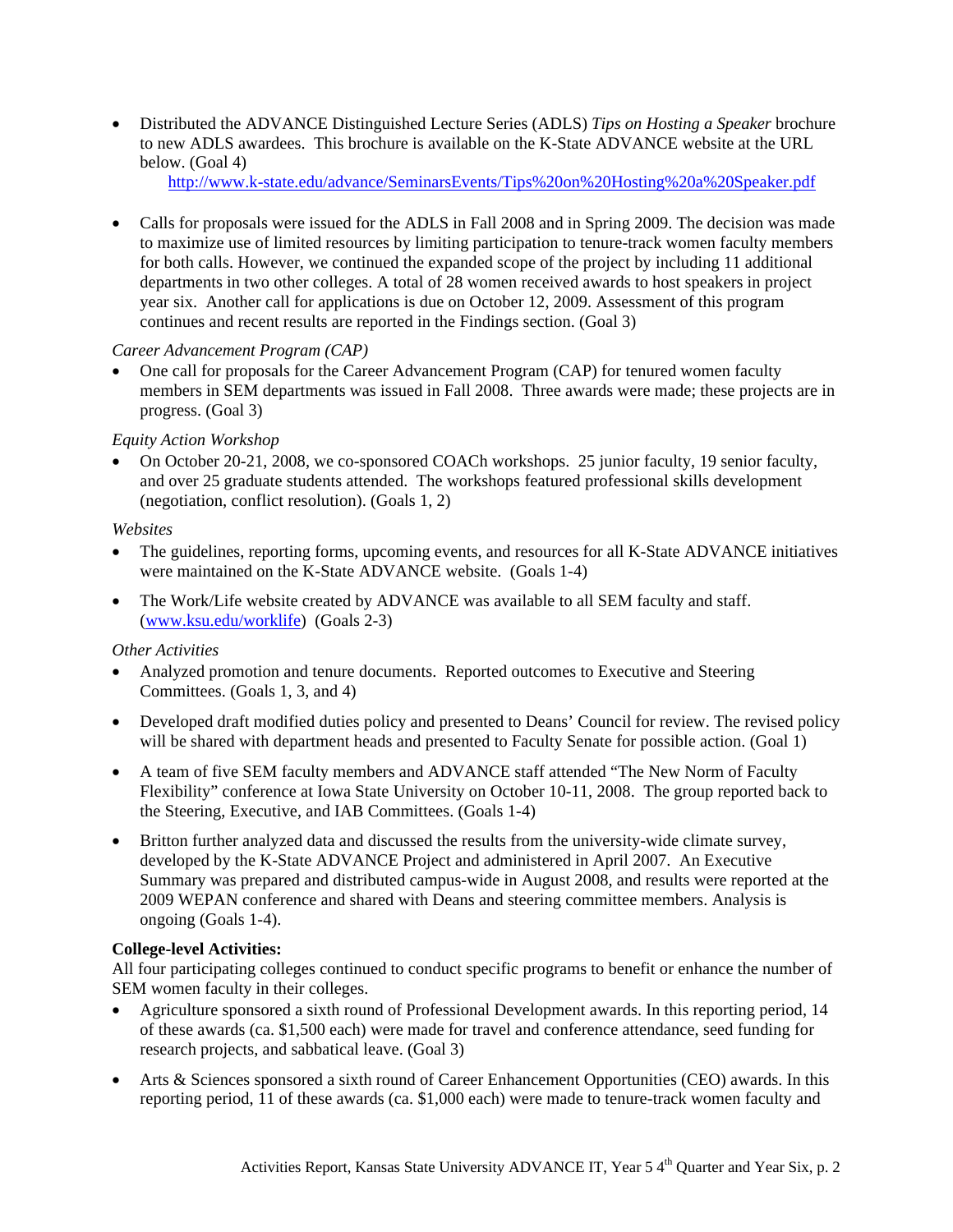- Distributed the ADVANCE Distinguished Lecture Series (ADLS) *Tips on Hosting a Speaker* brochure to new ADLS awardees. This brochure is available on the K-State ADVANCE website at the URL below. (Goal 4)
  http://www.k-state.edu/advance/SeminarsEvents/Tips%20on%20Hosting%20a%20Speaker.pdf

- Calls for proposals were issued for the ADLS in Fall 2008 and in Spring 2009. The decision was made to maximize use of limited resources by limiting participation to tenure-track women faculty members for both calls. However, we continued the expanded scope of the project by including 11 additional departments in two other colleges. A total of 28 women received awards to host speakers in project year six. Another call for applications is due on October 12, 2009. Assessment of this program continues and recent results are reported in the Findings section. (Goal 3)

*Career Advancement Program (CAP)*

- One call for proposals for the Career Advancement Program (CAP) for tenured women faculty members in SEM departments was issued in Fall 2008. Three awards were made; these projects are in progress. (Goal 3)

*Equity Action Workshop*

- On October 20-21, 2008, we co-sponsored COACh workshops. 25 junior faculty, 19 senior faculty, and over 25 graduate students attended. The workshops featured professional skills development (negotiation, conflict resolution). (Goals 1, 2)

*Websites*

- The guidelines, reporting forms, upcoming events, and resources for all K-State ADVANCE initiatives were maintained on the K-State ADVANCE website. (Goals 1-4)

- The Work/Life website created by ADVANCE was available to all SEM faculty and staff. (www.ksu.edu/worklife) (Goals 2-3)

*Other Activities*

- Analyzed promotion and tenure documents. Reported outcomes to Executive and Steering Committees. (Goals 1, 3, and 4)

- Developed draft modified duties policy and presented to Deans' Council for review. The revised policy will be shared with department heads and presented to Faculty Senate for possible action. (Goal 1)

- A team of five SEM faculty members and ADVANCE staff attended "The New Norm of Faculty Flexibility" conference at Iowa State University on October 10-11, 2008. The group reported back to the Steering, Executive, and IAB Committees. (Goals 1-4)

- Britton further analyzed data and discussed the results from the university-wide climate survey, developed by the K-State ADVANCE Project and administered in April 2007. An Executive Summary was prepared and distributed campus-wide in August 2008, and results were reported at the 2009 WEPAN conference and shared with Deans and steering committee members. Analysis is ongoing (Goals 1-4).

**College-level Activities:**

All four participating colleges continued to conduct specific programs to benefit or enhance the number of SEM women faculty in their colleges.

- Agriculture sponsored a sixth round of Professional Development awards. In this reporting period, 14 of these awards (ca. $1,500 each) were made for travel and conference attendance, seed funding for research projects, and sabbatical leave. (Goal 3)

- Arts & Sciences sponsored a sixth round of Career Enhancement Opportunities (CEO) awards. In this reporting period, 11 of these awards (ca. $1,000 each) were made to tenure-track women faculty and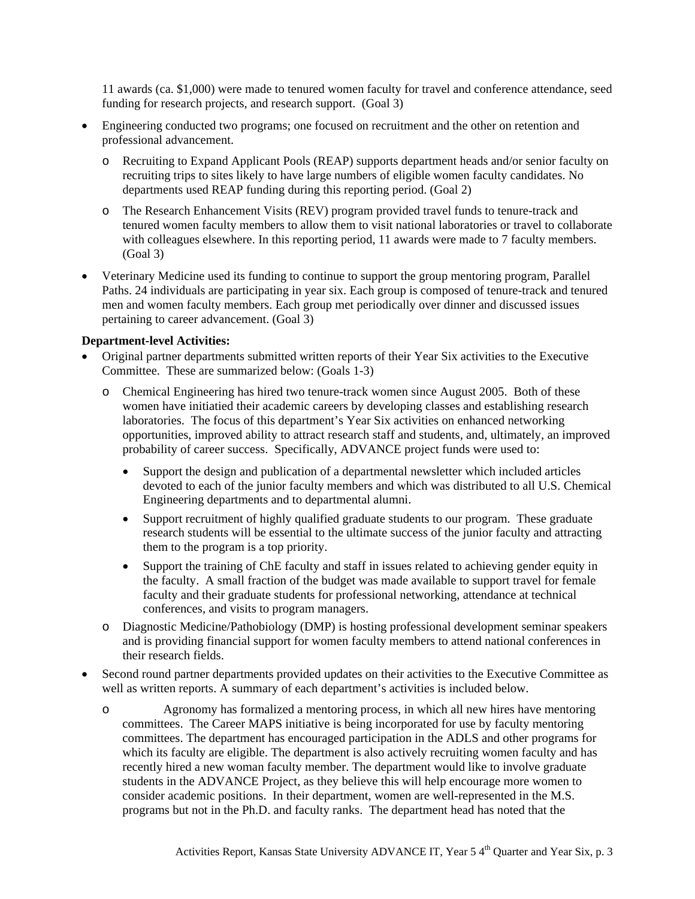11 awards (ca. $1,000) were made to tenured women faculty for travel and conference attendance, seed funding for research projects, and research support. (Goal 3)

- Engineering conducted two programs; one focused on recruitment and the other on retention and professional advancement.
  - Recruiting to Expand Applicant Pools (REAP) supports department heads and/or senior faculty on recruiting trips to sites likely to have large numbers of eligible women faculty candidates. No departments used REAP funding during this reporting period. (Goal 2)
  - The Research Enhancement Visits (REV) program provided travel funds to tenure-track and tenured women faculty members to allow them to visit national laboratories or travel to collaborate with colleagues elsewhere. In this reporting period, 11 awards were made to 7 faculty members. (Goal 3)
- Veterinary Medicine used its funding to continue to support the group mentoring program, Parallel Paths. 24 individuals are participating in year six. Each group is composed of tenure-track and tenured men and women faculty members. Each group met periodically over dinner and discussed issues pertaining to career advancement. (Goal 3)

**Department-level Activities:**

- Original partner departments submitted written reports of their Year Six activities to the Executive Committee. These are summarized below: (Goals 1-3)
  - Chemical Engineering has hired two tenure-track women since August 2005. Both of these women have initiatied their academic careers by developing classes and establishing research laboratories. The focus of this department's Year Six activities on enhanced networking opportunities, improved ability to attract research staff and students, and, ultimately, an improved probability of career success. Specifically, ADVANCE project funds were used to:
    - Support the design and publication of a departmental newsletter which included articles devoted to each of the junior faculty members and which was distributed to all U.S. Chemical Engineering departments and to departmental alumni.
    - Support recruitment of highly qualified graduate students to our program. These graduate research students will be essential to the ultimate success of the junior faculty and attracting them to the program is a top priority.
    - Support the training of ChE faculty and staff in issues related to achieving gender equity in the faculty. A small fraction of the budget was made available to support travel for female faculty and their graduate students for professional networking, attendance at technical conferences, and visits to program managers.
  - Diagnostic Medicine/Pathobiology (DMP) is hosting professional development seminar speakers and is providing financial support for women faculty members to attend national conferences in their research fields.
- Second round partner departments provided updates on their activities to the Executive Committee as well as written reports. A summary of each department's activities is included below.
  - Agronomy has formalized a mentoring process, in which all new hires have mentoring committees. The Career MAPS initiative is being incorporated for use by faculty mentoring committees. The department has encouraged participation in the ADLS and other programs for which its faculty are eligible. The department is also actively recruiting women faculty and has recently hired a new woman faculty member. The department would like to involve graduate students in the ADVANCE Project, as they believe this will help encourage more women to consider academic positions. In their department, women are well-represented in the M.S. programs but not in the Ph.D. and faculty ranks. The department head has noted that the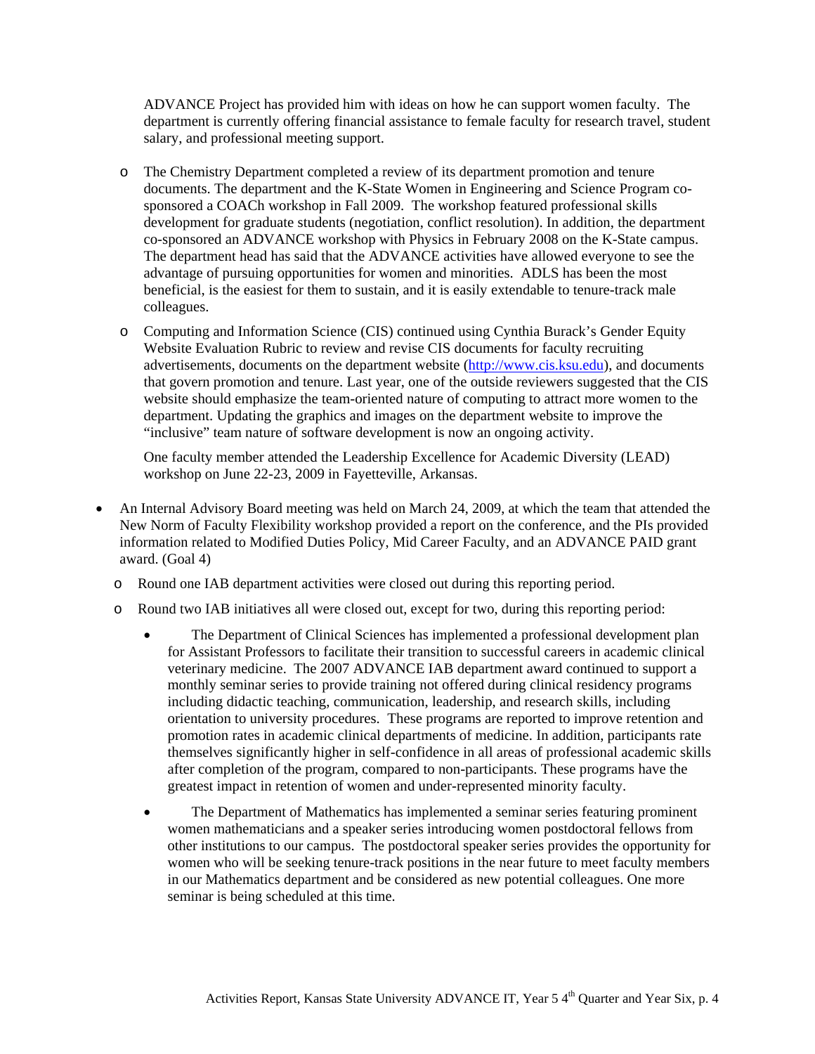ADVANCE Project has provided him with ideas on how he can support women faculty. The department is currently offering financial assistance to female faculty for research travel, student salary, and professional meeting support.

- The Chemistry Department completed a review of its department promotion and tenure documents. The department and the K-State Women in Engineering and Science Program co-sponsored a COACh workshop in Fall 2009. The workshop featured professional skills development for graduate students (negotiation, conflict resolution). In addition, the department co-sponsored an ADVANCE workshop with Physics in February 2008 on the K-State campus. The department head has said that the ADVANCE activities have allowed everyone to see the advantage of pursuing opportunities for women and minorities. ADLS has been the most beneficial, is the easiest for them to sustain, and it is easily extendable to tenure-track male colleagues.

- Computing and Information Science (CIS) continued using Cynthia Burack's Gender Equity Website Evaluation Rubric to review and revise CIS documents for faculty recruiting advertisements, documents on the department website (http://www.cis.ksu.edu), and documents that govern promotion and tenure. Last year, one of the outside reviewers suggested that the CIS website should emphasize the team-oriented nature of computing to attract more women to the department. Updating the graphics and images on the department website to improve the "inclusive" team nature of software development is now an ongoing activity.

  One faculty member attended the Leadership Excellence for Academic Diversity (LEAD) workshop on June 22-23, 2009 in Fayetteville, Arkansas.

- An Internal Advisory Board meeting was held on March 24, 2009, at which the team that attended the New Norm of Faculty Flexibility workshop provided a report on the conference, and the PIs provided information related to Modified Duties Policy, Mid Career Faculty, and an ADVANCE PAID grant award. (Goal 4)
  - Round one IAB department activities were closed out during this reporting period.
  - Round two IAB initiatives all were closed out, except for two, during this reporting period:
    - The Department of Clinical Sciences has implemented a professional development plan for Assistant Professors to facilitate their transition to successful careers in academic clinical veterinary medicine. The 2007 ADVANCE IAB department award continued to support a monthly seminar series to provide training not offered during clinical residency programs including didactic teaching, communication, leadership, and research skills, including orientation to university procedures. These programs are reported to improve retention and promotion rates in academic clinical departments of medicine. In addition, participants rate themselves significantly higher in self-confidence in all areas of professional academic skills after completion of the program, compared to non-participants. These programs have the greatest impact in retention of women and under-represented minority faculty.
    - The Department of Mathematics has implemented a seminar series featuring prominent women mathematicians and a speaker series introducing women postdoctoral fellows from other institutions to our campus. The postdoctoral speaker series provides the opportunity for women who will be seeking tenure-track positions in the near future to meet faculty members in our Mathematics department and be considered as new potential colleagues. One more seminar is being scheduled at this time.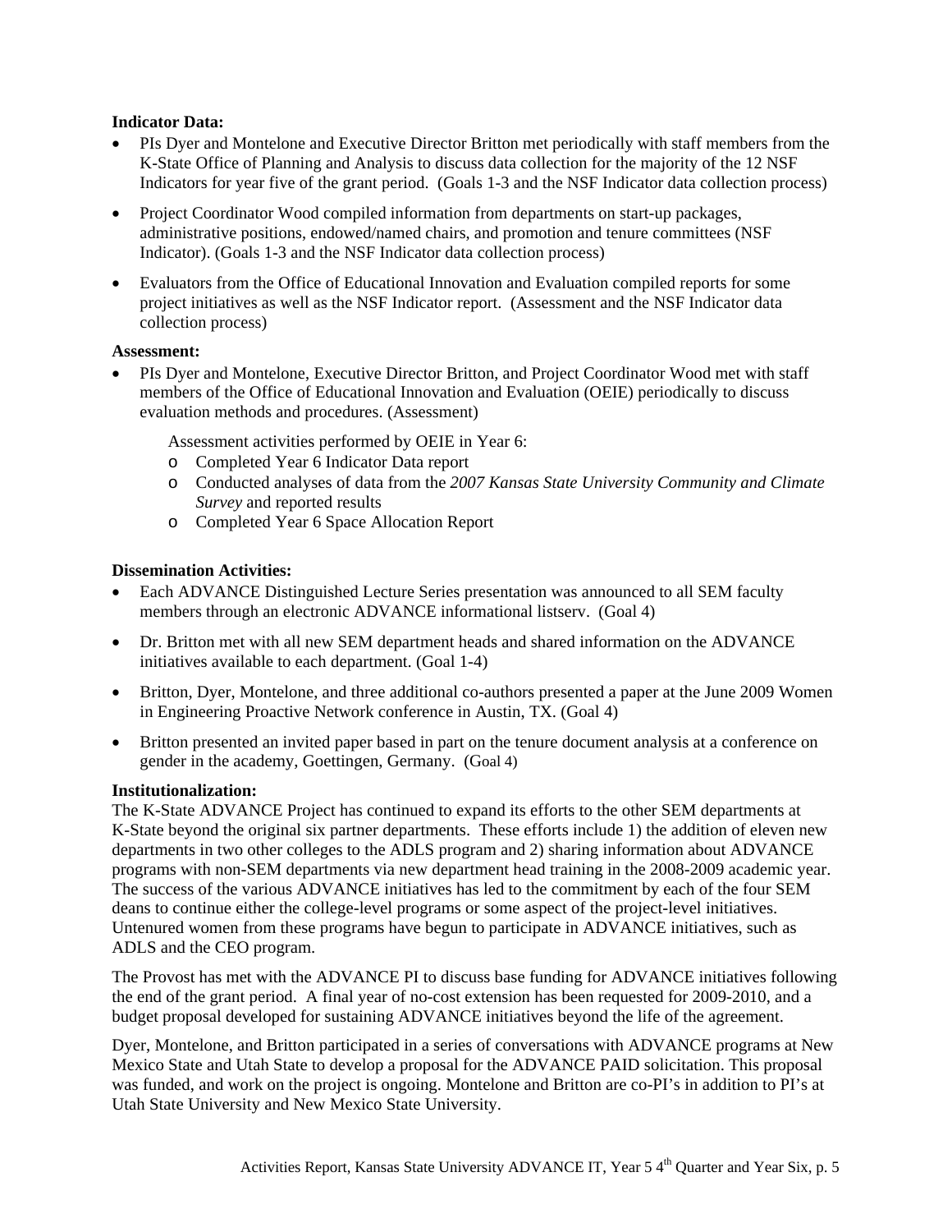**Indicator Data:**

- PIs Dyer and Montelone and Executive Director Britton met periodically with staff members from the K-State Office of Planning and Analysis to discuss data collection for the majority of the 12 NSF Indicators for year five of the grant period. (Goals 1-3 and the NSF Indicator data collection process)
- Project Coordinator Wood compiled information from departments on start-up packages, administrative positions, endowed/named chairs, and promotion and tenure committees (NSF Indicator). (Goals 1-3 and the NSF Indicator data collection process)
- Evaluators from the Office of Educational Innovation and Evaluation compiled reports for some project initiatives as well as the NSF Indicator report. (Assessment and the NSF Indicator data collection process)

**Assessment:**

- PIs Dyer and Montelone, Executive Director Britton, and Project Coordinator Wood met with staff members of the Office of Educational Innovation and Evaluation (OEIE) periodically to discuss evaluation methods and procedures. (Assessment)

  Assessment activities performed by OEIE in Year 6:
  - Completed Year 6 Indicator Data report
  - Conducted analyses of data from the *2007 Kansas State University Community and Climate Survey* and reported results
  - Completed Year 6 Space Allocation Report

**Dissemination Activities:**

- Each ADVANCE Distinguished Lecture Series presentation was announced to all SEM faculty members through an electronic ADVANCE informational listserv. (Goal 4)
- Dr. Britton met with all new SEM department heads and shared information on the ADVANCE initiatives available to each department. (Goal 1-4)
- Britton, Dyer, Montelone, and three additional co-authors presented a paper at the June 2009 Women in Engineering Proactive Network conference in Austin, TX. (Goal 4)
- Britton presented an invited paper based in part on the tenure document analysis at a conference on gender in the academy, Goettingen, Germany. (Goal 4)

**Institutionalization:**

The K-State ADVANCE Project has continued to expand its efforts to the other SEM departments at K-State beyond the original six partner departments. These efforts include 1) the addition of eleven new departments in two other colleges to the ADLS program and 2) sharing information about ADVANCE programs with non-SEM departments via new department head training in the 2008-2009 academic year. The success of the various ADVANCE initiatives has led to the commitment by each of the four SEM deans to continue either the college-level programs or some aspect of the project-level initiatives. Untenured women from these programs have begun to participate in ADVANCE initiatives, such as ADLS and the CEO program.

The Provost has met with the ADVANCE PI to discuss base funding for ADVANCE initiatives following the end of the grant period. A final year of no-cost extension has been requested for 2009-2010, and a budget proposal developed for sustaining ADVANCE initiatives beyond the life of the agreement.

Dyer, Montelone, and Britton participated in a series of conversations with ADVANCE programs at New Mexico State and Utah State to develop a proposal for the ADVANCE PAID solicitation. This proposal was funded, and work on the project is ongoing. Montelone and Britton are co-PI's in addition to PI's at Utah State University and New Mexico State University.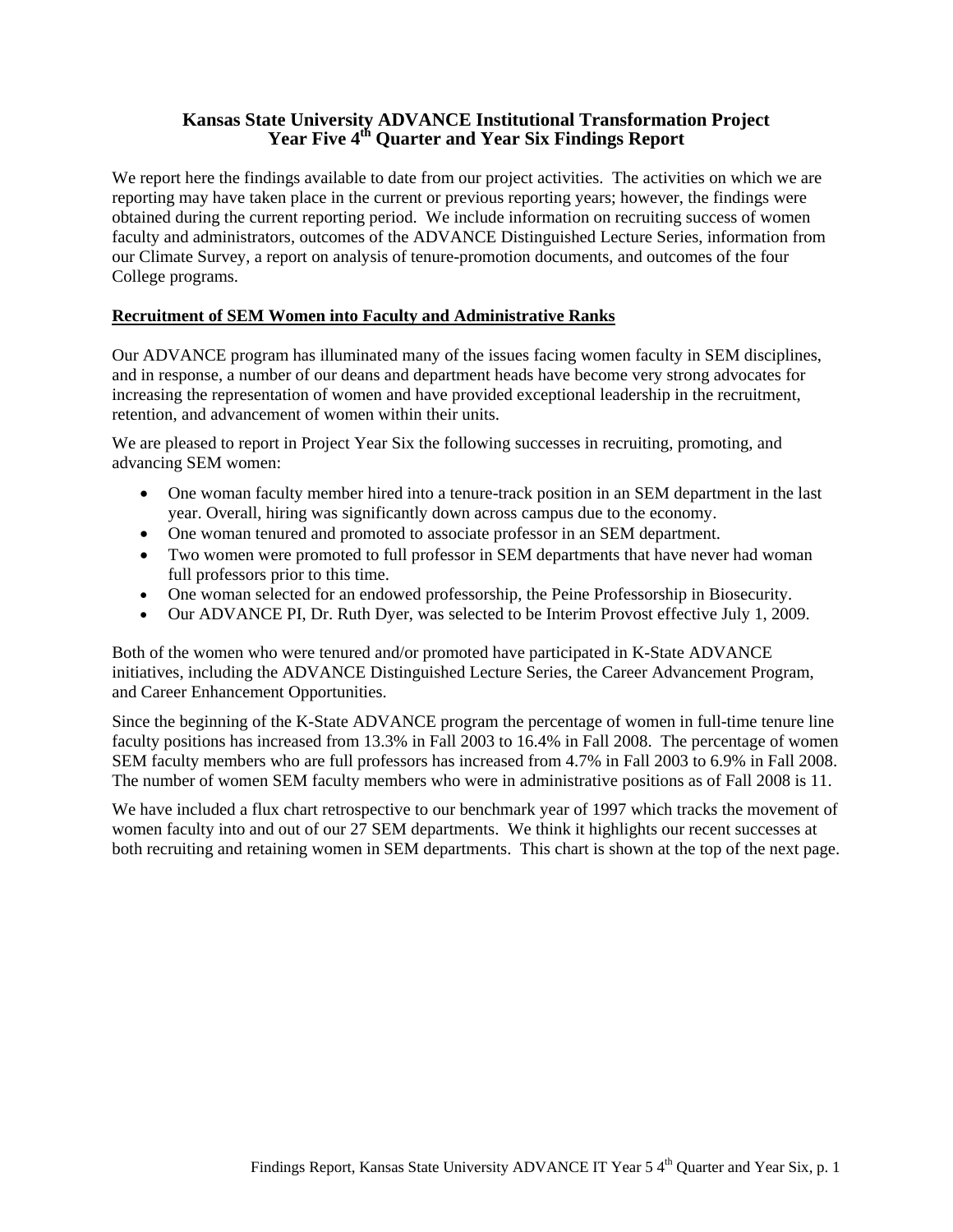# Kansas State University ADVANCE Institutional Transformation Project
# Year Five 4th Quarter and Year Six Findings Report

We report here the findings available to date from our project activities. The activities on which we are reporting may have taken place in the current or previous reporting years; however, the findings were obtained during the current reporting period. We include information on recruiting success of women faculty and administrators, outcomes of the ADVANCE Distinguished Lecture Series, information from our Climate Survey, a report on analysis of tenure-promotion documents, and outcomes of the four College programs.

## Recruitment of SEM Women into Faculty and Administrative Ranks

Our ADVANCE program has illuminated many of the issues facing women faculty in SEM disciplines, and in response, a number of our deans and department heads have become very strong advocates for increasing the representation of women and have provided exceptional leadership in the recruitment, retention, and advancement of women within their units.

We are pleased to report in Project Year Six the following successes in recruiting, promoting, and advancing SEM women:

- One woman faculty member hired into a tenure-track position in an SEM department in the last year. Overall, hiring was significantly down across campus due to the economy.
- One woman tenured and promoted to associate professor in an SEM department.
- Two women were promoted to full professor in SEM departments that have never had woman full professors prior to this time.
- One woman selected for an endowed professorship, the Peine Professorship in Biosecurity.
- Our ADVANCE PI, Dr. Ruth Dyer, was selected to be Interim Provost effective July 1, 2009.

Both of the women who were tenured and/or promoted have participated in K-State ADVANCE initiatives, including the ADVANCE Distinguished Lecture Series, the Career Advancement Program, and Career Enhancement Opportunities.

Since the beginning of the K-State ADVANCE program the percentage of women in full-time tenure line faculty positions has increased from 13.3% in Fall 2003 to 16.4% in Fall 2008. The percentage of women SEM faculty members who are full professors has increased from 4.7% in Fall 2003 to 6.9% in Fall 2008. The number of women SEM faculty members who were in administrative positions as of Fall 2008 is 11.

We have included a flux chart retrospective to our benchmark year of 1997 which tracks the movement of women faculty into and out of our 27 SEM departments. We think it highlights our recent successes at both recruiting and retaining women in SEM departments. This chart is shown at the top of the next page.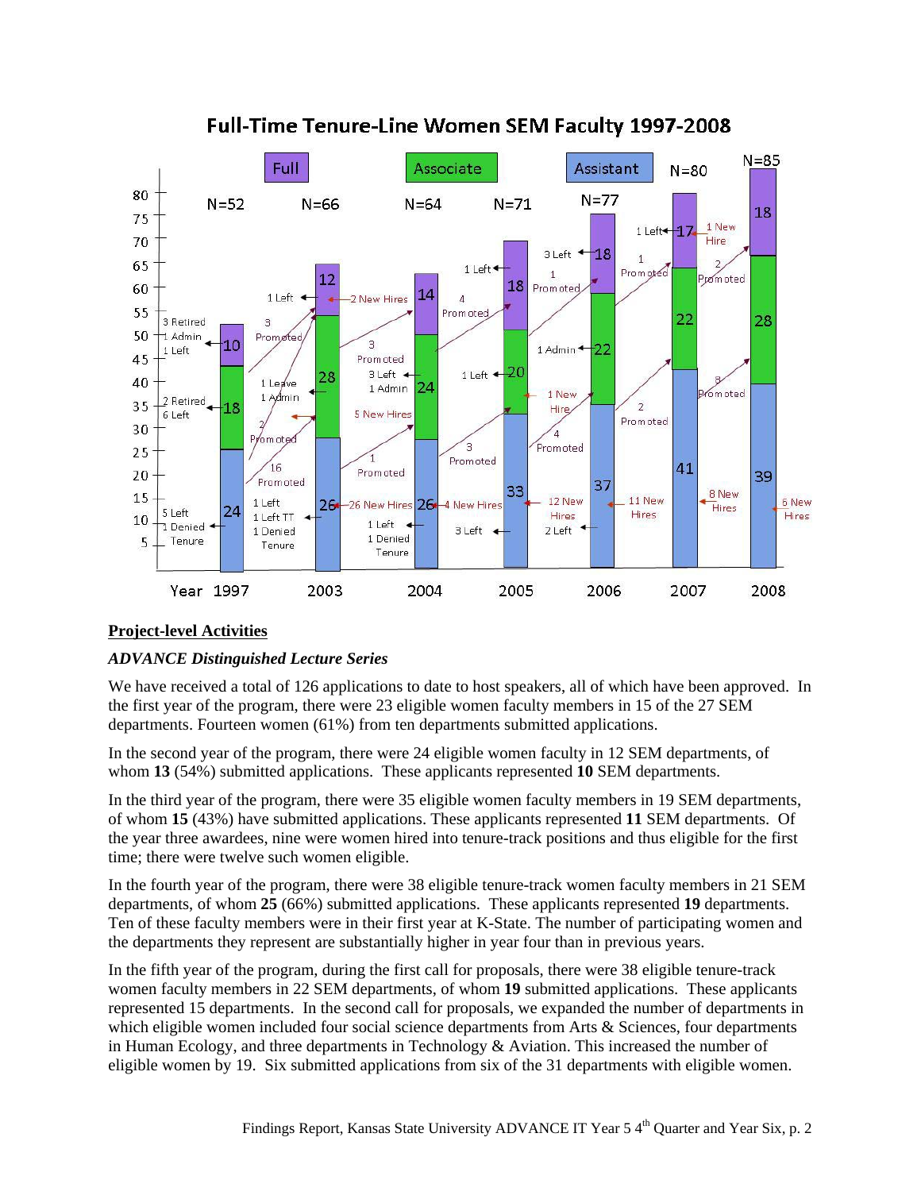**Full-Time Tenure-Line Women SEM Faculty 1997-2008**

| Year | Full | Associate | Assistant | N |
|---|---|---|---|---|
| 1997 | 10 | 18 | 24 | 52 |
| 2003 | 12 | 28 | 26 | 66 |
| 2004 | 14 | 24 | 26 | 64 |
| 2005 | 18 | 20 | 33 | 71 |
| 2006 | 18 | 22 | 37 | 77 |
| 2007 | 17 | 22 | 41 | 80 |
| 2008 | 18 | 28 | 39 | 85 |

## Project-level Activities

### *ADVANCE Distinguished Lecture Series*

We have received a total of 126 applications to date to host speakers, all of which have been approved. In the first year of the program, there were 23 eligible women faculty members in 15 of the 27 SEM departments. Fourteen women (61%) from ten departments submitted applications.

In the second year of the program, there were 24 eligible women faculty in 12 SEM departments, of whom **13** (54%) submitted applications. These applicants represented **10** SEM departments.

In the third year of the program, there were 35 eligible women faculty members in 19 SEM departments, of whom **15** (43%) have submitted applications. These applicants represented **11** SEM departments. Of the year three awardees, nine were women hired into tenure-track positions and thus eligible for the first time; there were twelve such women eligible.

In the fourth year of the program, there were 38 eligible tenure-track women faculty members in 21 SEM departments, of whom **25** (66%) submitted applications. These applicants represented **19** departments. Ten of these faculty members were in their first year at K-State. The number of participating women and the departments they represent are substantially higher in year four than in previous years.

In the fifth year of the program, during the first call for proposals, there were 38 eligible tenure-track women faculty members in 22 SEM departments, of whom **19** submitted applications. These applicants represented 15 departments. In the second call for proposals, we expanded the number of departments in which eligible women included four social science departments from Arts & Sciences, four departments in Human Ecology, and three departments in Technology & Aviation. This increased the number of eligible women by 19. Six submitted applications from six of the 31 departments with eligible women.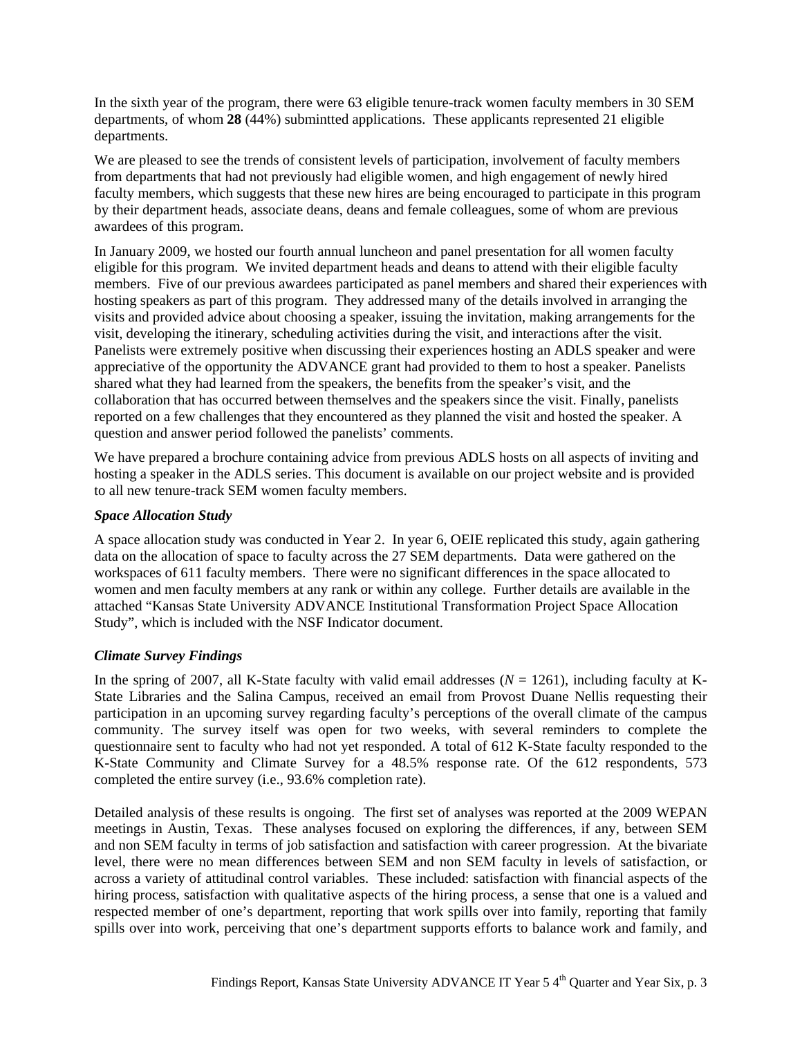In the sixth year of the program, there were 63 eligible tenure-track women faculty members in 30 SEM departments, of whom **28** (44%) submintted applications. These applicants represented 21 eligible departments.

We are pleased to see the trends of consistent levels of participation, involvement of faculty members from departments that had not previously had eligible women, and high engagement of newly hired faculty members, which suggests that these new hires are being encouraged to participate in this program by their department heads, associate deans, deans and female colleagues, some of whom are previous awardees of this program.

In January 2009, we hosted our fourth annual luncheon and panel presentation for all women faculty eligible for this program. We invited department heads and deans to attend with their eligible faculty members. Five of our previous awardees participated as panel members and shared their experiences with hosting speakers as part of this program. They addressed many of the details involved in arranging the visits and provided advice about choosing a speaker, issuing the invitation, making arrangements for the visit, developing the itinerary, scheduling activities during the visit, and interactions after the visit. Panelists were extremely positive when discussing their experiences hosting an ADLS speaker and were appreciative of the opportunity the ADVANCE grant had provided to them to host a speaker. Panelists shared what they had learned from the speakers, the benefits from the speaker's visit, and the collaboration that has occurred between themselves and the speakers since the visit. Finally, panelists reported on a few challenges that they encountered as they planned the visit and hosted the speaker. A question and answer period followed the panelists' comments.

We have prepared a brochure containing advice from previous ADLS hosts on all aspects of inviting and hosting a speaker in the ADLS series. This document is available on our project website and is provided to all new tenure-track SEM women faculty members.

### *Space Allocation Study*

A space allocation study was conducted in Year 2. In year 6, OEIE replicated this study, again gathering data on the allocation of space to faculty across the 27 SEM departments. Data were gathered on the workspaces of 611 faculty members. There were no significant differences in the space allocated to women and men faculty members at any rank or within any college. Further details are available in the attached "Kansas State University ADVANCE Institutional Transformation Project Space Allocation Study", which is included with the NSF Indicator document.

### *Climate Survey Findings*

In the spring of 2007, all K-State faculty with valid email addresses ($N$ = 1261), including faculty at K-State Libraries and the Salina Campus, received an email from Provost Duane Nellis requesting their participation in an upcoming survey regarding faculty's perceptions of the overall climate of the campus community. The survey itself was open for two weeks, with several reminders to complete the questionnaire sent to faculty who had not yet responded. A total of 612 K-State faculty responded to the K-State Community and Climate Survey for a 48.5% response rate. Of the 612 respondents, 573 completed the entire survey (i.e., 93.6% completion rate).

Detailed analysis of these results is ongoing. The first set of analyses was reported at the 2009 WEPAN meetings in Austin, Texas. These analyses focused on exploring the differences, if any, between SEM and non SEM faculty in terms of job satisfaction and satisfaction with career progression. At the bivariate level, there were no mean differences between SEM and non SEM faculty in levels of satisfaction, or across a variety of attitudinal control variables. These included: satisfaction with financial aspects of the hiring process, satisfaction with qualitative aspects of the hiring process, a sense that one is a valued and respected member of one's department, reporting that work spills over into family, reporting that family spills over into work, perceiving that one's department supports efforts to balance work and family, and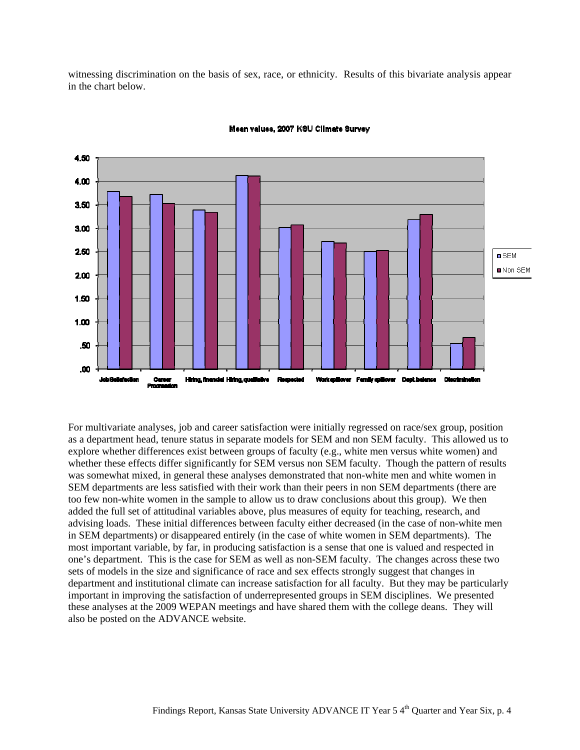witnessing discrimination on the basis of sex, race, or ethnicity. Results of this bivariate analysis appear in the chart below.

Mean values, 2007 KSU Climate Survey

For multivariate analyses, job and career satisfaction were initially regressed on race/sex group, position as a department head, tenure status in separate models for SEM and non SEM faculty. This allowed us to explore whether differences exist between groups of faculty (e.g., white men versus white women) and whether these effects differ significantly for SEM versus non SEM faculty. Though the pattern of results was somewhat mixed, in general these analyses demonstrated that non-white men and white women in SEM departments are less satisfied with their work than their peers in non SEM departments (there are too few non-white women in the sample to allow us to draw conclusions about this group). We then added the full set of attitudinal variables above, plus measures of equity for teaching, research, and advising loads. These initial differences between faculty either decreased (in the case of non-white men in SEM departments) or disappeared entirely (in the case of white women in SEM departments). The most important variable, by far, in producing satisfaction is a sense that one is valued and respected in one's department. This is the case for SEM as well as non-SEM faculty. The changes across these two sets of models in the size and significance of race and sex effects strongly suggest that changes in department and institutional climate can increase satisfaction for all faculty. But they may be particularly important in improving the satisfaction of underrepresented groups in SEM disciplines. We presented these analyses at the 2009 WEPAN meetings and have shared them with the college deans. They will also be posted on the ADVANCE website.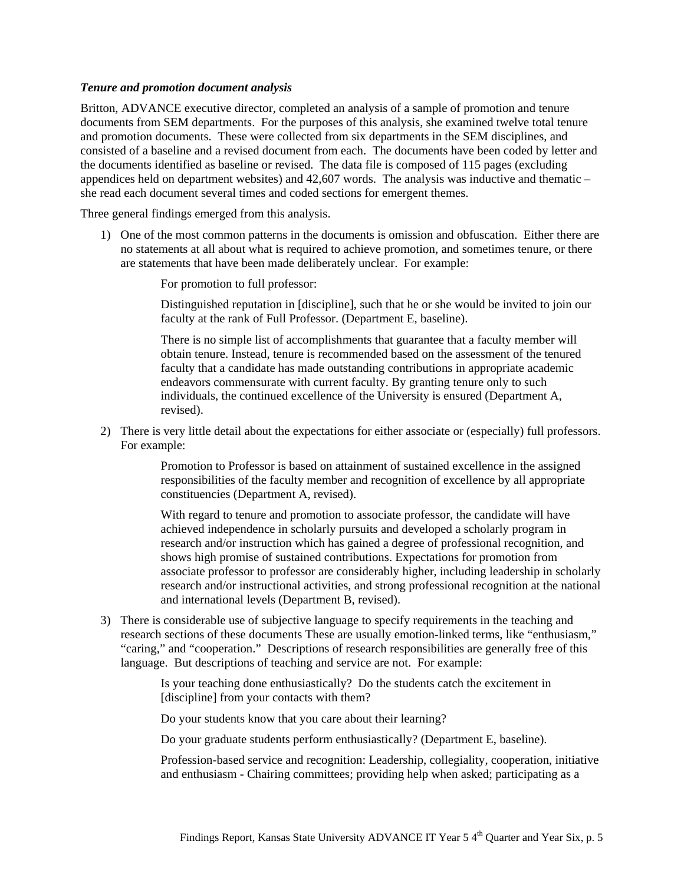***Tenure and promotion document analysis***

Britton, ADVANCE executive director, completed an analysis of a sample of promotion and tenure documents from SEM departments. For the purposes of this analysis, she examined twelve total tenure and promotion documents. These were collected from six departments in the SEM disciplines, and consisted of a baseline and a revised document from each. The documents have been coded by letter and the documents identified as baseline or revised. The data file is composed of 115 pages (excluding appendices held on department websites) and 42,607 words. The analysis was inductive and thematic – she read each document several times and coded sections for emergent themes.

Three general findings emerged from this analysis.

1) One of the most common patterns in the documents is omission and obfuscation. Either there are no statements at all about what is required to achieve promotion, and sometimes tenure, or there are statements that have been made deliberately unclear. For example:

   > For promotion to full professor:
   >
   > Distinguished reputation in [discipline], such that he or she would be invited to join our faculty at the rank of Full Professor. (Department E, baseline).
   >
   > There is no simple list of accomplishments that guarantee that a faculty member will obtain tenure. Instead, tenure is recommended based on the assessment of the tenured faculty that a candidate has made outstanding contributions in appropriate academic endeavors commensurate with current faculty. By granting tenure only to such individuals, the continued excellence of the University is ensured (Department A, revised).

2) There is very little detail about the expectations for either associate or (especially) full professors. For example:

   > Promotion to Professor is based on attainment of sustained excellence in the assigned responsibilities of the faculty member and recognition of excellence by all appropriate constituencies (Department A, revised).
   >
   > With regard to tenure and promotion to associate professor, the candidate will have achieved independence in scholarly pursuits and developed a scholarly program in research and/or instruction which has gained a degree of professional recognition, and shows high promise of sustained contributions. Expectations for promotion from associate professor to professor are considerably higher, including leadership in scholarly research and/or instructional activities, and strong professional recognition at the national and international levels (Department B, revised).

3) There is considerable use of subjective language to specify requirements in the teaching and research sections of these documents These are usually emotion-linked terms, like "enthusiasm," "caring," and "cooperation." Descriptions of research responsibilities are generally free of this language. But descriptions of teaching and service are not. For example:

   > Is your teaching done enthusiastically? Do the students catch the excitement in [discipline] from your contacts with them?
   >
   > Do your students know that you care about their learning?
   >
   > Do your graduate students perform enthusiastically? (Department E, baseline).
   >
   > Profession-based service and recognition: Leadership, collegiality, cooperation, initiative and enthusiasm - Chairing committees; providing help when asked; participating as a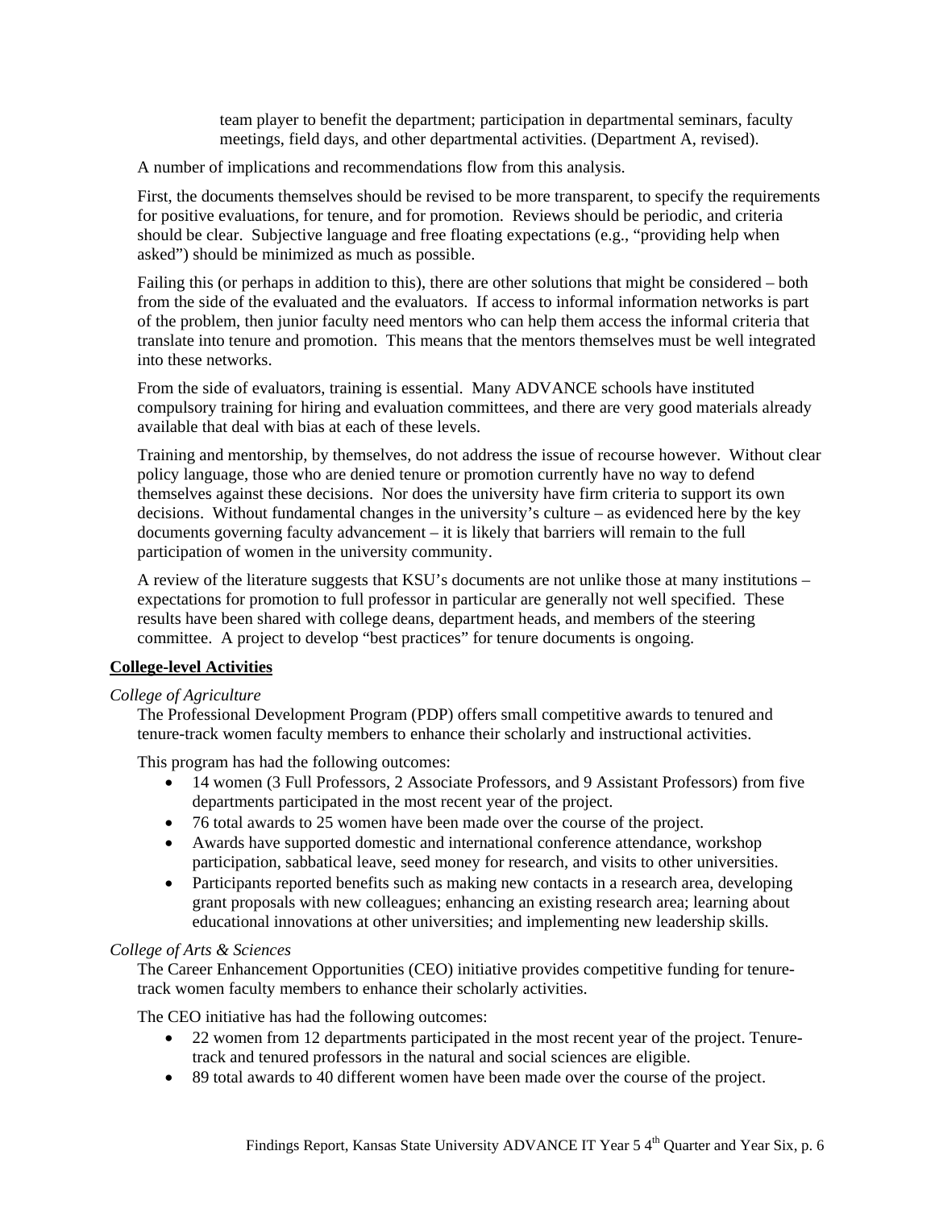> team player to benefit the department; participation in departmental seminars, faculty meetings, field days, and other departmental activities. (Department A, revised).

A number of implications and recommendations flow from this analysis.

First, the documents themselves should be revised to be more transparent, to specify the requirements for positive evaluations, for tenure, and for promotion. Reviews should be periodic, and criteria should be clear. Subjective language and free floating expectations (e.g., "providing help when asked") should be minimized as much as possible.

Failing this (or perhaps in addition to this), there are other solutions that might be considered – both from the side of the evaluated and the evaluators. If access to informal information networks is part of the problem, then junior faculty need mentors who can help them access the informal criteria that translate into tenure and promotion. This means that the mentors themselves must be well integrated into these networks.

From the side of evaluators, training is essential. Many ADVANCE schools have instituted compulsory training for hiring and evaluation committees, and there are very good materials already available that deal with bias at each of these levels.

Training and mentorship, by themselves, do not address the issue of recourse however. Without clear policy language, those who are denied tenure or promotion currently have no way to defend themselves against these decisions. Nor does the university have firm criteria to support its own decisions. Without fundamental changes in the university's culture – as evidenced here by the key documents governing faculty advancement – it is likely that barriers will remain to the full participation of women in the university community.

A review of the literature suggests that KSU's documents are not unlike those at many institutions – expectations for promotion to full professor in particular are generally not well specified. These results have been shared with college deans, department heads, and members of the steering committee. A project to develop "best practices" for tenure documents is ongoing.

**College-level Activities**

*College of Agriculture*

The Professional Development Program (PDP) offers small competitive awards to tenured and tenure-track women faculty members to enhance their scholarly and instructional activities.

This program has had the following outcomes:

- 14 women (3 Full Professors, 2 Associate Professors, and 9 Assistant Professors) from five departments participated in the most recent year of the project.
- 76 total awards to 25 women have been made over the course of the project.
- Awards have supported domestic and international conference attendance, workshop participation, sabbatical leave, seed money for research, and visits to other universities.
- Participants reported benefits such as making new contacts in a research area, developing grant proposals with new colleagues; enhancing an existing research area; learning about educational innovations at other universities; and implementing new leadership skills.

*College of Arts & Sciences*

The Career Enhancement Opportunities (CEO) initiative provides competitive funding for tenure-track women faculty members to enhance their scholarly activities.

The CEO initiative has had the following outcomes:

- 22 women from 12 departments participated in the most recent year of the project. Tenure-track and tenured professors in the natural and social sciences are eligible.
- 89 total awards to 40 different women have been made over the course of the project.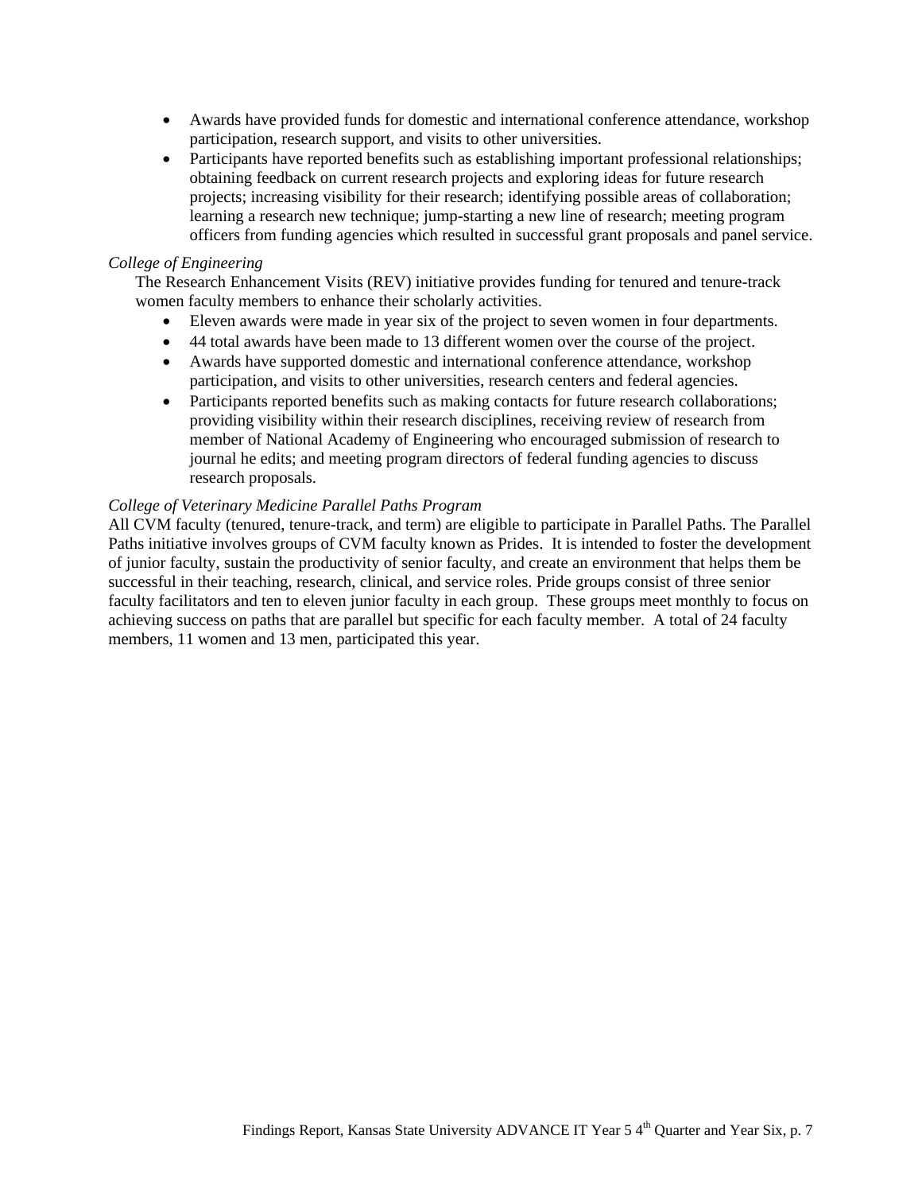- Awards have provided funds for domestic and international conference attendance, workshop participation, research support, and visits to other universities.
- Participants have reported benefits such as establishing important professional relationships; obtaining feedback on current research projects and exploring ideas for future research projects; increasing visibility for their research; identifying possible areas of collaboration; learning a research new technique; jump-starting a new line of research; meeting program officers from funding agencies which resulted in successful grant proposals and panel service.

*College of Engineering*

The Research Enhancement Visits (REV) initiative provides funding for tenured and tenure-track women faculty members to enhance their scholarly activities.

- Eleven awards were made in year six of the project to seven women in four departments.
- 44 total awards have been made to 13 different women over the course of the project.
- Awards have supported domestic and international conference attendance, workshop participation, and visits to other universities, research centers and federal agencies.
- Participants reported benefits such as making contacts for future research collaborations; providing visibility within their research disciplines, receiving review of research from member of National Academy of Engineering who encouraged submission of research to journal he edits; and meeting program directors of federal funding agencies to discuss research proposals.

*College of Veterinary Medicine Parallel Paths Program*

All CVM faculty (tenured, tenure-track, and term) are eligible to participate in Parallel Paths. The Parallel Paths initiative involves groups of CVM faculty known as Prides. It is intended to foster the development of junior faculty, sustain the productivity of senior faculty, and create an environment that helps them be successful in their teaching, research, clinical, and service roles. Pride groups consist of three senior faculty facilitators and ten to eleven junior faculty in each group. These groups meet monthly to focus on achieving success on paths that are parallel but specific for each faculty member. A total of 24 faculty members, 11 women and 13 men, participated this year.